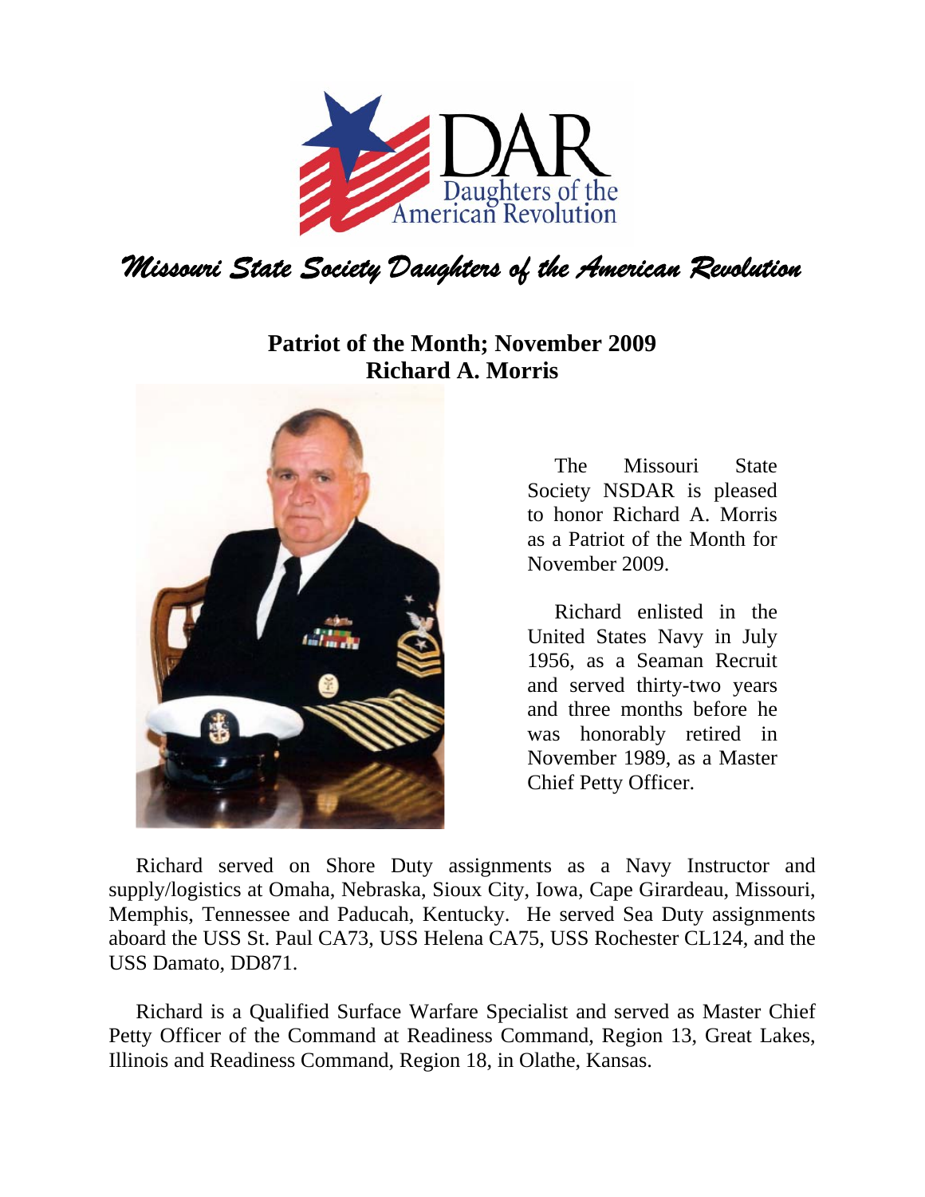# Missouri State Society Daughters of the American Revolution

## Patriot of the Month; November 2009
## Richard A. Morris

The Missouri State Society NSDAR is pleased to honor Richard A. Morris as a Patriot of the Month for November 2009.

Richard enlisted in the United States Navy in July 1956, as a Seaman Recruit and served thirty-two years and three months before he was honorably retired in November 1989, as a Master Chief Petty Officer.

Richard served on Shore Duty assignments as a Navy Instructor and supply/logistics at Omaha, Nebraska, Sioux City, Iowa, Cape Girardeau, Missouri, Memphis, Tennessee and Paducah, Kentucky. He served Sea Duty assignments aboard the USS St. Paul CA73, USS Helena CA75, USS Rochester CL124, and the USS Damato, DD871.

Richard is a Qualified Surface Warfare Specialist and served as Master Chief Petty Officer of the Command at Readiness Command, Region 13, Great Lakes, Illinois and Readiness Command, Region 18, in Olathe, Kansas.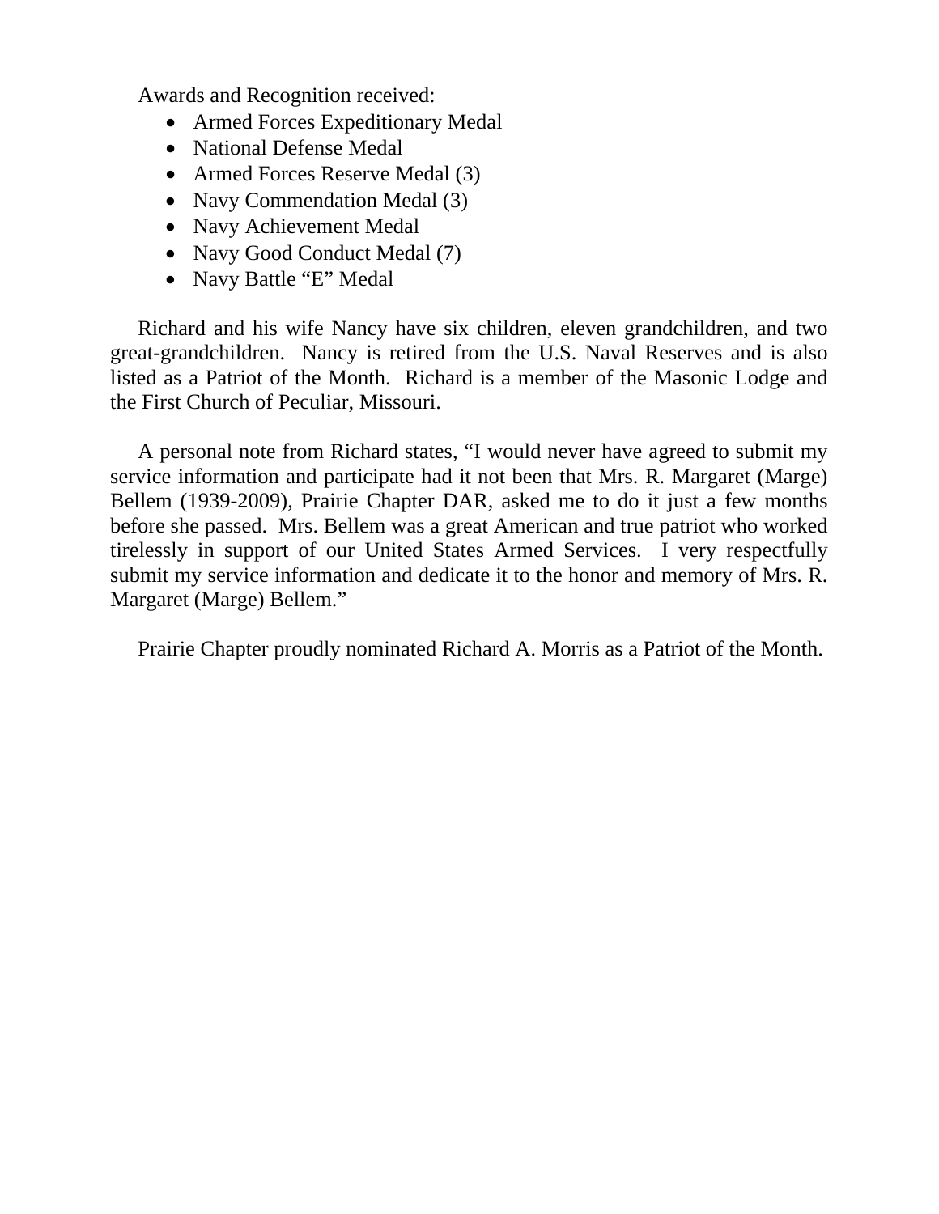Awards and Recognition received:

- Armed Forces Expeditionary Medal
- National Defense Medal
- Armed Forces Reserve Medal (3)
- Navy Commendation Medal (3)
- Navy Achievement Medal
- Navy Good Conduct Medal (7)
- Navy Battle "E" Medal

Richard and his wife Nancy have six children, eleven grandchildren, and two great-grandchildren. Nancy is retired from the U.S. Naval Reserves and is also listed as a Patriot of the Month. Richard is a member of the Masonic Lodge and the First Church of Peculiar, Missouri.

A personal note from Richard states, "I would never have agreed to submit my service information and participate had it not been that Mrs. R. Margaret (Marge) Bellem (1939-2009), Prairie Chapter DAR, asked me to do it just a few months before she passed. Mrs. Bellem was a great American and true patriot who worked tirelessly in support of our United States Armed Services. I very respectfully submit my service information and dedicate it to the honor and memory of Mrs. R. Margaret (Marge) Bellem."

Prairie Chapter proudly nominated Richard A. Morris as a Patriot of the Month.